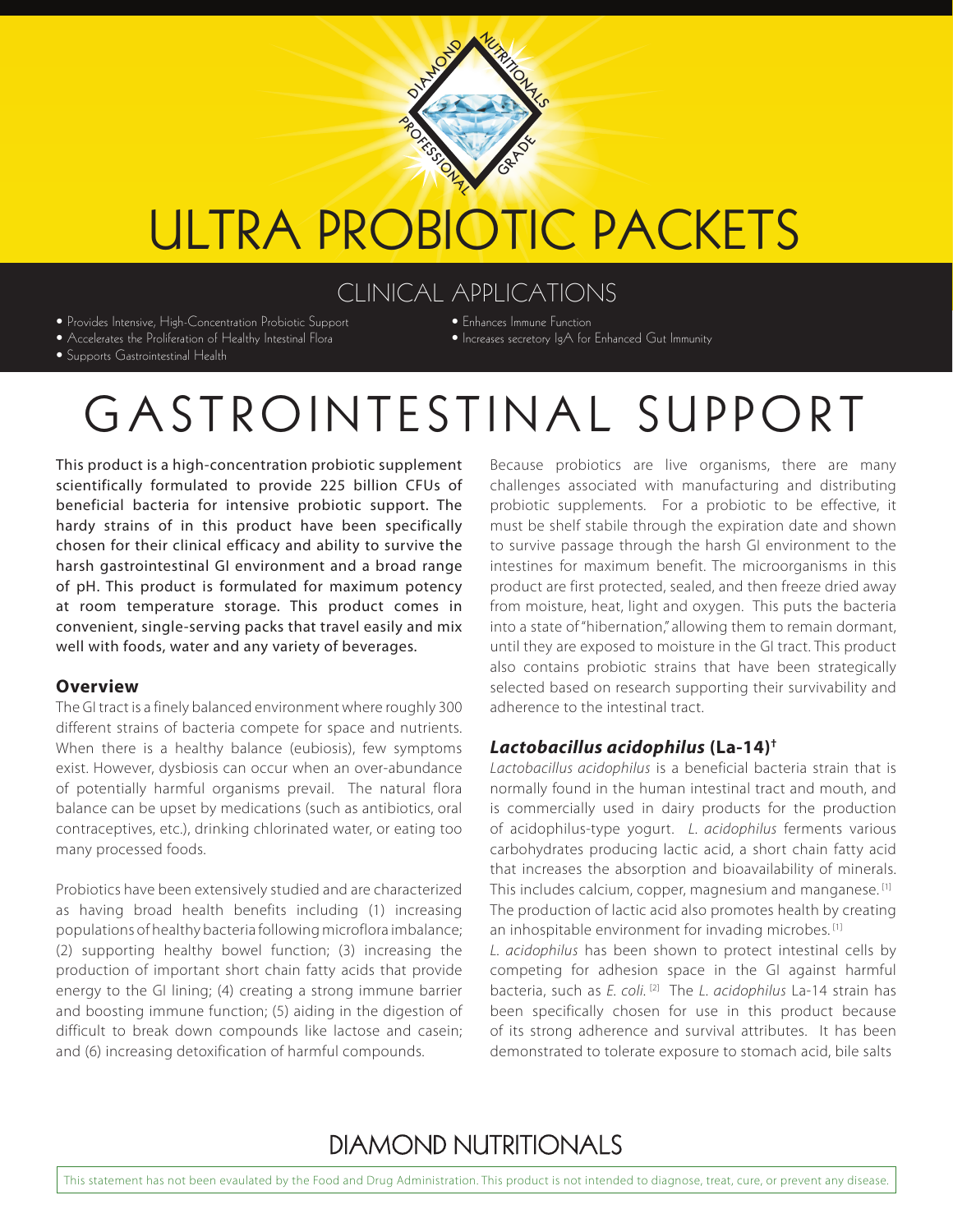# ULTRA PROBIOTIC PACKETS

## CLINICAL APPLICATIONS

- Provides Intensive, High-Concentration Probiotic Support
- Accelerates the Proliferation of Healthy Intestinal Flora
- Supports Gastrointestinal Health
- Enhances Immune Function
- Increases secretory IgA for Enhanced Gut Immunity

# GASTROINTESTINAL SUPPORT

This product is a high-concentration probiotic supplement scientifically formulated to provide 225 billion CFUs of beneficial bacteria for intensive probiotic support. The hardy strains of in this product have been specifically chosen for their clinical efficacy and ability to survive the harsh gastrointestinal GI environment and a broad range of pH. This product is formulated for maximum potency at room temperature storage. This product comes in convenient, single-serving packs that travel easily and mix well with foods, water and any variety of beverages.

### Overview

The GI tract is a finely balanced environment where roughly 300 different strains of bacteria compete for space and nutrients. When there is a healthy balance (eubiosis), few symptoms exist. However, dysbiosis can occur when an over-abundance of potentially harmful organisms prevail. The natural flora balance can be upset by medications (such as antibiotics, oral contraceptives, etc.), drinking chlorinated water, or eating too many processed foods.

Probiotics have been extensively studied and are characterized as having broad health benefits including (1) increasing populations of healthy bacteria following microflora imbalance; (2) supporting healthy bowel function; (3) increasing the production of important short chain fatty acids that provide energy to the GI lining; (4) creating a strong immune barrier and boosting immune function; (5) aiding in the digestion of difficult to break down compounds like lactose and casein; and (6) increasing detoxification of harmful compounds.

Because probiotics are live organisms, there are many challenges associated with manufacturing and distributing probiotic supplements. For a probiotic to be effective, it must be shelf stabile through the expiration date and shown to survive passage through the harsh GI environment to the intestines for maximum benefit. The microorganisms in this product are first protected, sealed, and then freeze dried away from moisture, heat, light and oxygen. This puts the bacteria into a state of "hibernation," allowing them to remain dormant, until they are exposed to moisture in the GI tract. This product also contains probiotic strains that have been strategically selected based on research supporting their survivability and adherence to the intestinal tract.

### *Lactobacillus acidophilus* (La-14)†

*Lactobacillus acidophilus* is a beneficial bacteria strain that is normally found in the human intestinal tract and mouth, and is commercially used in dairy products for the production of acidophilus-type yogurt. *L. acidophilus* ferments various carbohydrates producing lactic acid, a short chain fatty acid that increases the absorption and bioavailability of minerals. This includes calcium, copper, magnesium and manganese. [1] The production of lactic acid also promotes health by creating an inhospitable environment for invading microbes. [1]

*L. acidophilus* has been shown to protect intestinal cells by competing for adhesion space in the GI against harmful bacteria, such as *E. coli*. [2] The *L. acidophilus* La-14 strain has been specifically chosen for use in this product because of its strong adherence and survival attributes. It has been demonstrated to tolerate exposure to stomach acid, bile salts

DIAMOND NUTRITIONALS

This statement has not been evaulated by the Food and Drug Administration. This product is not intended to diagnose, treat, cure, or prevent any disease.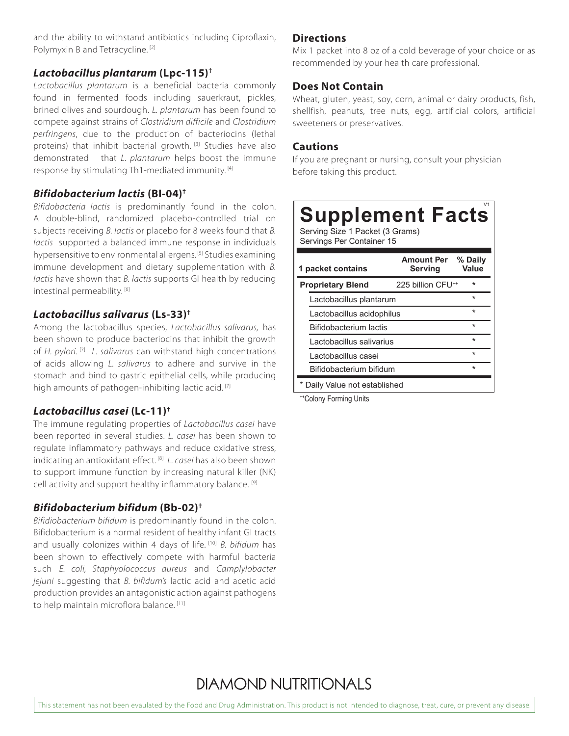and the ability to withstand antibiotics including Ciproflaxin, Polymyxin B and Tetracycline. [2]

### ***Lactobacillus plantarum*** **(Lpc-115)†**

*Lactobacillus plantarum* is a beneficial bacteria commonly found in fermented foods including sauerkraut, pickles, brined olives and sourdough. *L. plantarum* has been found to compete against strains of *Clostridium difficile* and *Clostridium perfringens*, due to the production of bacteriocins (lethal proteins) that inhibit bacterial growth. [3] Studies have also demonstrated that *L. plantarum* helps boost the immune response by stimulating Th1-mediated immunity. [4]

### ***Bifidobacterium lactis*** **(Bl-04)†**

*Bifidobacteria lactis* is predominantly found in the colon. A double-blind, randomized placebo-controlled trial on subjects receiving *B. lactis* or placebo for 8 weeks found that *B. lactis* supported a balanced immune response in individuals hypersensitive to environmental allergens. [5] Studies examining immune development and dietary supplementation with *B. lactis* have shown that *B. lactis* supports GI health by reducing intestinal permeability. [6]

### ***Lactobacillus salivarus*** **(Ls-33)†**

Among the lactobacillus species, *Lactobacillus salivarus,* has been shown to produce bacteriocins that inhibit the growth of *H. pylori*. [7] *L. salivarus* can withstand high concentrations of acids allowing *L. salivarus* to adhere and survive in the stomach and bind to gastric epithelial cells, while producing high amounts of pathogen-inhibiting lactic acid. [7]

### ***Lactobacillus casei*** **(Lc-11)†**

The immune regulating properties of *Lactobacillus casei* have been reported in several studies. *L. casei* has been shown to regulate inflammatory pathways and reduce oxidative stress, indicating an antioxidant effect. [8] *L. casei* has also been shown to support immune function by increasing natural killer (NK) cell activity and support healthy inflammatory balance. [9]

### ***Bifidobacterium bifidum*** **(Bb-02)†**

*Bifidiobacterium bifidum* is predominantly found in the colon. Bifidobacterium is a normal resident of healthy infant GI tracts and usually colonizes within 4 days of life. [10] *B. bifidum* has been shown to effectively compete with harmful bacteria such *E. coli, Staphyolococcus aureus* and *Camplylobacter jejuni* suggesting that *B. bifidum's* lactic acid and acetic acid production provides an antagonistic action against pathogens to help maintain microflora balance. [11]

### Directions

Mix 1 packet into 8 oz of a cold beverage of your choice or as recommended by your health care professional.

### Does Not Contain

Wheat, gluten, yeast, soy, corn, animal or dairy products, fish, shellfish, peanuts, tree nuts, egg, artificial colors, artificial sweeteners or preservatives.

### Cautions

If you are pregnant or nursing, consult your physician before taking this product.

## Supplement Facts

V1

Serving Size 1 Packet (3 Grams)
Servings Per Container 15

| 1 packet contains | Amount Per Serving | % Daily Value |
|---|---|---|
| **Proprietary Blend** | 225 billion CFU++ | * |
| Lactobacillus plantarum | | * |
| Lactobacillus acidophilus | | * |
| Bifidobacterium lactis | | * |
| Lactobacillus salivarius | | * |
| Lactobacillus casei | | * |
| Bifidobacterium bifidum | | * |

* Daily Value not established

++Colony Forming Units

DIAMOND NUTRITIONALS

This statement has not been evaulated by the Food and Drug Administration. This product is not intended to diagnose, treat, cure, or prevent any disease.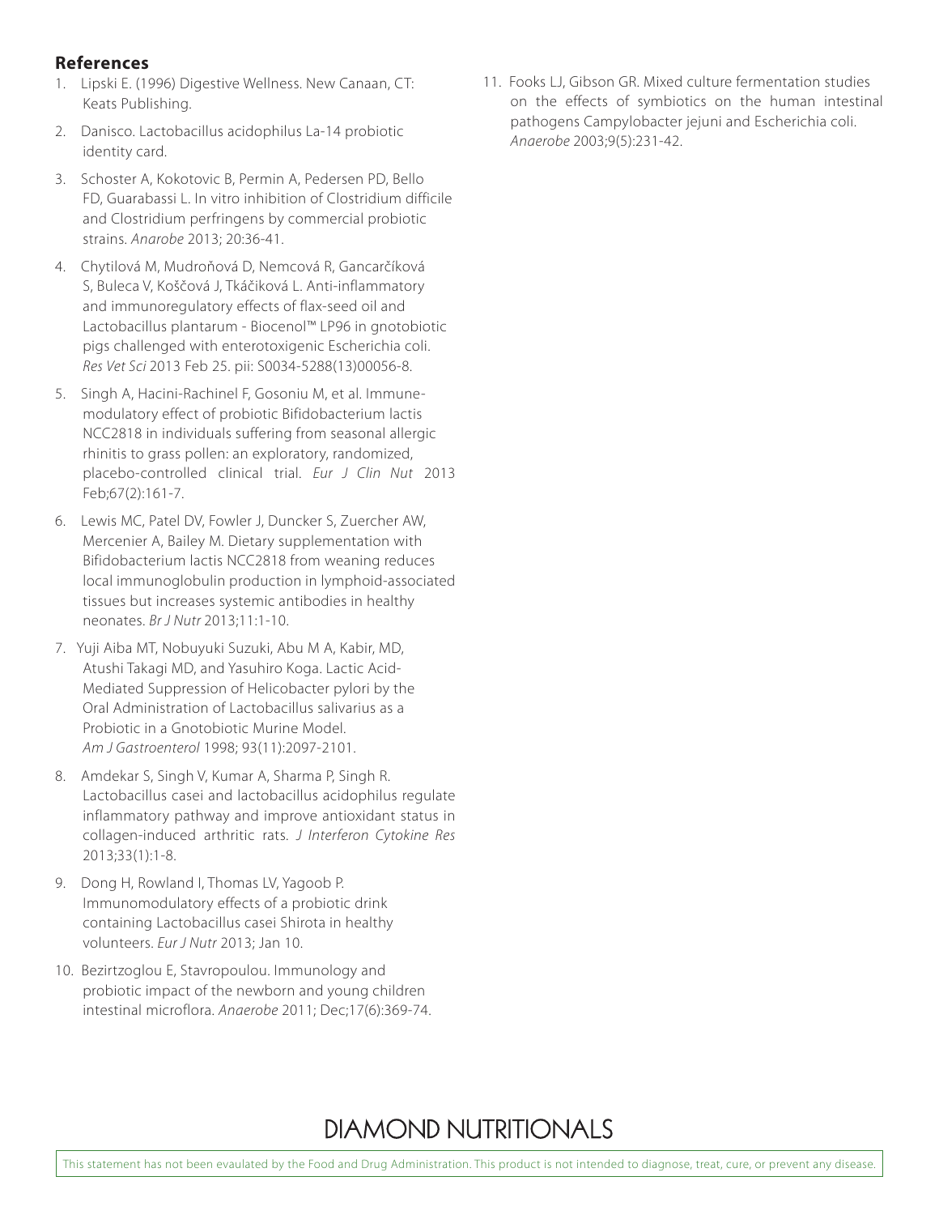## References

1. Lipski E. (1996) Digestive Wellness. New Canaan, CT: Keats Publishing.
2. Danisco. Lactobacillus acidophilus La-14 probiotic identity card.
3. Schoster A, Kokotovic B, Permin A, Pedersen PD, Bello FD, Guarabassi L. In vitro inhibition of Clostridium difficile and Clostridium perfringens by commercial probiotic strains. *Anarobe* 2013; 20:36-41.
4. Chytilová M, Mudroňová D, Nemcová R, Gancarčíková S, Buleca V, Koščová J, Tkáčiková L. Anti-inflammatory and immunoregulatory effects of flax-seed oil and Lactobacillus plantarum - Biocenol™ LP96 in gnotobiotic pigs challenged with enterotoxigenic Escherichia coli. *Res Vet Sci* 2013 Feb 25. pii: S0034-5288(13)00056-8.
5. Singh A, Hacini-Rachinel F, Gosoniu M, et al. Immune-modulatory effect of probiotic Bifidobacterium lactis NCC2818 in individuals suffering from seasonal allergic rhinitis to grass pollen: an exploratory, randomized, placebo-controlled clinical trial. *Eur J Clin Nut* 2013 Feb;67(2):161-7.
6. Lewis MC, Patel DV, Fowler J, Duncker S, Zuercher AW, Mercenier A, Bailey M. Dietary supplementation with Bifidobacterium lactis NCC2818 from weaning reduces local immunoglobulin production in lymphoid-associated tissues but increases systemic antibodies in healthy neonates. *Br J Nutr* 2013;11:1-10.
7. Yuji Aiba MT, Nobuyuki Suzuki, Abu M A, Kabir, MD, Atushi Takagi MD, and Yasuhiro Koga. Lactic Acid-Mediated Suppression of Helicobacter pylori by the Oral Administration of Lactobacillus salivarius as a Probiotic in a Gnotobiotic Murine Model. *Am J Gastroenterol* 1998; 93(11):2097-2101.
8. Amdekar S, Singh V, Kumar A, Sharma P, Singh R. Lactobacillus casei and lactobacillus acidophilus regulate inflammatory pathway and improve antioxidant status in collagen-induced arthritic rats. *J Interferon Cytokine Res* 2013;33(1):1-8.
9. Dong H, Rowland I, Thomas LV, Yagoob P. Immunomodulatory effects of a probiotic drink containing Lactobacillus casei Shirota in healthy volunteers. *Eur J Nutr* 2013; Jan 10.
10. Bezirtzoglou E, Stavropoulou. Immunology and probiotic impact of the newborn and young children intestinal microflora. *Anaerobe* 2011; Dec;17(6):369-74.
11. Fooks LJ, Gibson GR. Mixed culture fermentation studies on the effects of symbiotics on the human intestinal pathogens Campylobacter jejuni and Escherichia coli. *Anaerobe* 2003;9(5):231-42.

DIAMOND NUTRITIONALS

This statement has not been evaulated by the Food and Drug Administration. This product is not intended to diagnose, treat, cure, or prevent any disease.